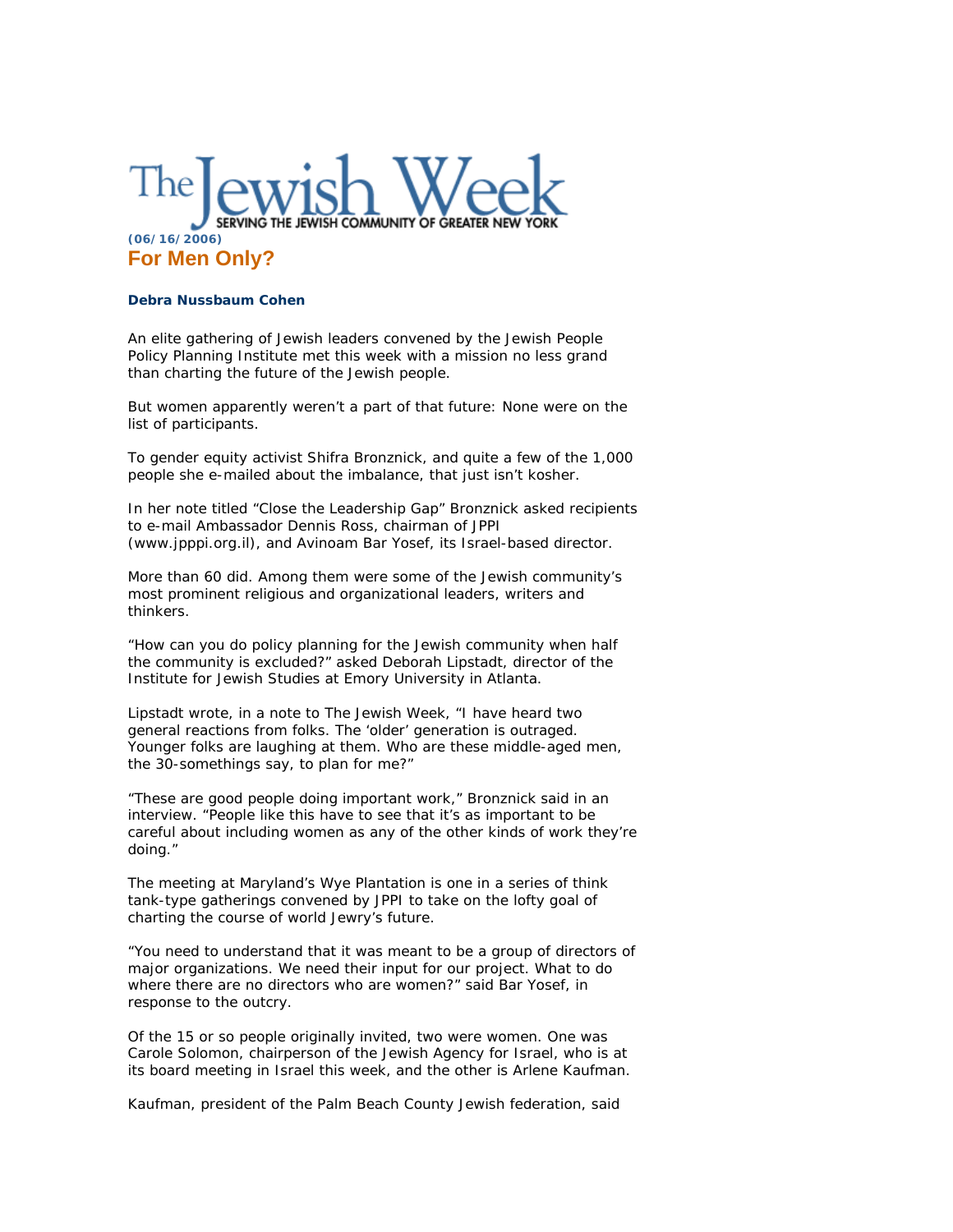# The Jewish Week

SERVING THE JEWISH COMMUNITY OF GREATER NEW YORK

**(06/16/2006)**

## For Men Only?

**Debra Nussbaum Cohen**

An elite gathering of Jewish leaders convened by the Jewish People Policy Planning Institute met this week with a mission no less grand than charting the future of the Jewish people.

But women apparently weren't a part of that future: None were on the list of participants.

To gender equity activist Shifra Bronznick, and quite a few of the 1,000 people she e-mailed about the imbalance, that just isn't kosher.

In her note titled "Close the Leadership Gap" Bronznick asked recipients to e-mail Ambassador Dennis Ross, chairman of JPPI (www.jpppi.org.il), and Avinoam Bar Yosef, its Israel-based director.

More than 60 did. Among them were some of the Jewish community's most prominent religious and organizational leaders, writers and thinkers.

"How can you do policy planning for the Jewish community when half the community is excluded?" asked Deborah Lipstadt, director of the Institute for Jewish Studies at Emory University in Atlanta.

Lipstadt wrote, in a note to The Jewish Week, "I have heard two general reactions from folks. The 'older' generation is outraged. Younger folks are laughing at them. Who are these middle-aged men, the 30-somethings say, to plan for me?"

"These are good people doing important work," Bronznick said in an interview. "People like this have to see that it's as important to be careful about including women as any of the other kinds of work they're doing."

The meeting at Maryland's Wye Plantation is one in a series of think tank-type gatherings convened by JPPI to take on the lofty goal of charting the course of world Jewry's future.

"You need to understand that it was meant to be a group of directors of major organizations. We need their input for our project. What to do where there are no directors who are women?" said Bar Yosef, in response to the outcry.

Of the 15 or so people originally invited, two were women. One was Carole Solomon, chairperson of the Jewish Agency for Israel, who is at its board meeting in Israel this week, and the other is Arlene Kaufman.

Kaufman, president of the Palm Beach County Jewish federation, said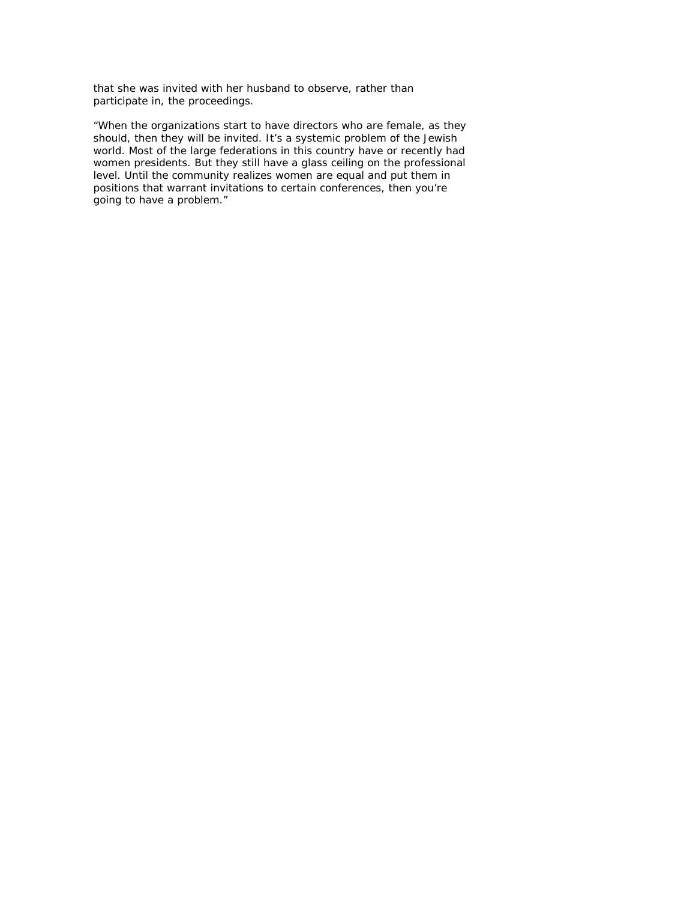that she was invited with her husband to observe, rather than participate in, the proceedings.

"When the organizations start to have directors who are female, as they should, then they will be invited. It's a systemic problem of the Jewish world. Most of the large federations in this country have or recently had women presidents. But they still have a glass ceiling on the professional level. Until the community realizes women are equal and put them in positions that warrant invitations to certain conferences, then you're going to have a problem."